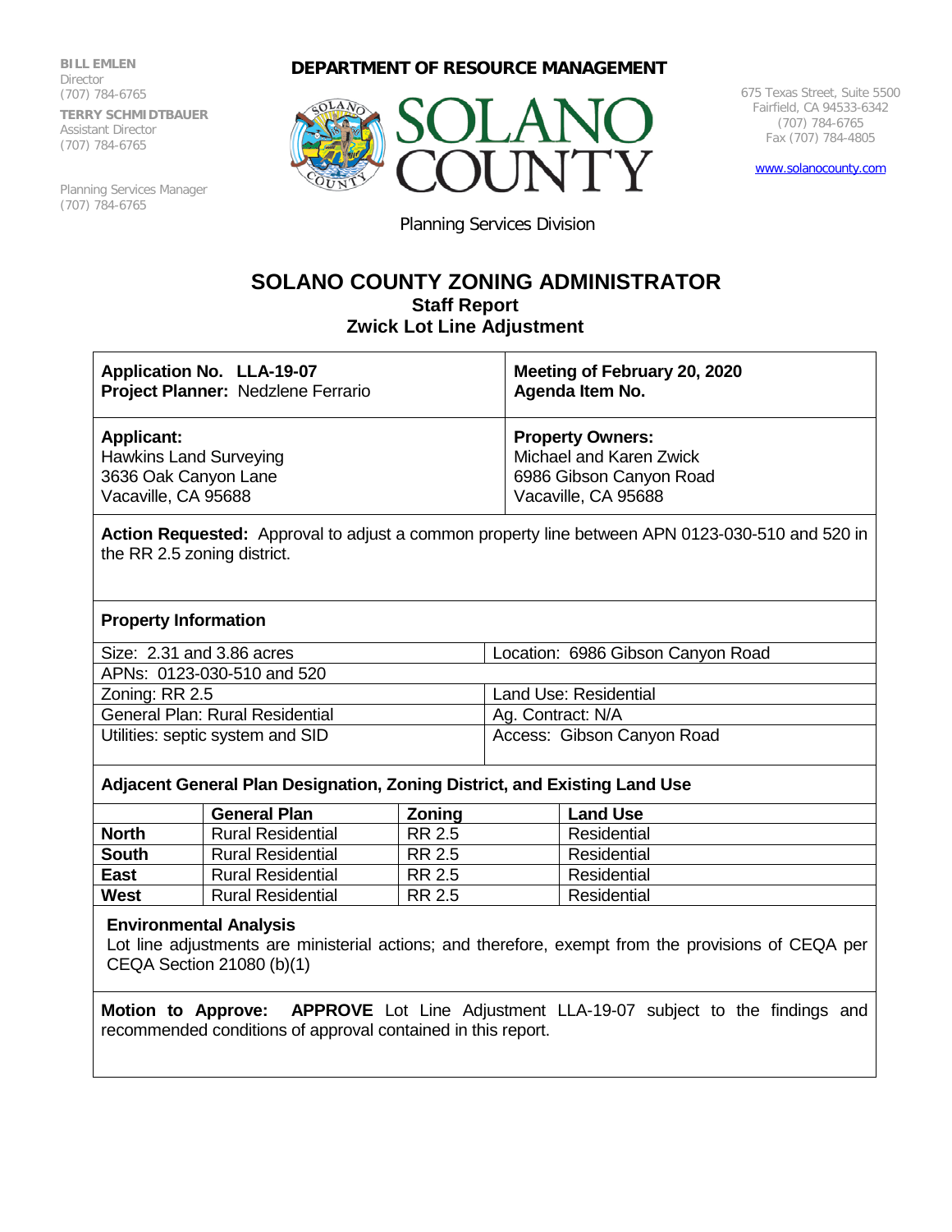BILL EMLEN
Director
(707) 784-6765

TERRY SCHMIDTBAUER
Assistant Director
(707) 784-6765

Planning Services Manager
(707) 784-6765

**DEPARTMENT OF RESOURCE MANAGEMENT**

SOLANO COUNTY

Planning Services Division

675 Texas Street, Suite 5500
Fairfield, CA 94533-6342
(707) 784-6765
Fax (707) 784-4805

www.solanocounty.com

# SOLANO COUNTY ZONING ADMINISTRATOR

## Staff Report
## Zwick Lot Line Adjustment

| | |
|---|---|
| **Application No. LLA-19-07**<br>**Project Planner:** Nedzlene Ferrario | **Meeting of February 20, 2020**<br>**Agenda Item No.** |
| **Applicant:**<br>Hawkins Land Surveying<br>3636 Oak Canyon Lane<br>Vacaville, CA 95688 | **Property Owners:**<br>Michael and Karen Zwick<br>6986 Gibson Canyon Road<br>Vacaville, CA 95688 |

**Action Requested:** Approval to adjust a common property line between APN 0123-030-510 and 520 in the RR 2.5 zoning district.

**Property Information**

| | |
|---|---|
| Size: 2.31 and 3.86 acres | Location: 6986 Gibson Canyon Road |
| APNs: 0123-030-510 and 520 | |
| Zoning: RR 2.5 | Land Use: Residential |
| General Plan: Rural Residential | Ag. Contract: N/A |
| Utilities: septic system and SID | Access: Gibson Canyon Road |

**Adjacent General Plan Designation, Zoning District, and Existing Land Use**

| | General Plan | Zoning | Land Use |
|---|---|---|---|
| **North** | Rural Residential | RR 2.5 | Residential |
| **South** | Rural Residential | RR 2.5 | Residential |
| **East** | Rural Residential | RR 2.5 | Residential |
| **West** | Rural Residential | RR 2.5 | Residential |

**Environmental Analysis**

Lot line adjustments are ministerial actions; and therefore, exempt from the provisions of CEQA per CEQA Section 21080 (b)(1)

**Motion to Approve:** **APPROVE** Lot Line Adjustment LLA-19-07 subject to the findings and recommended conditions of approval contained in this report.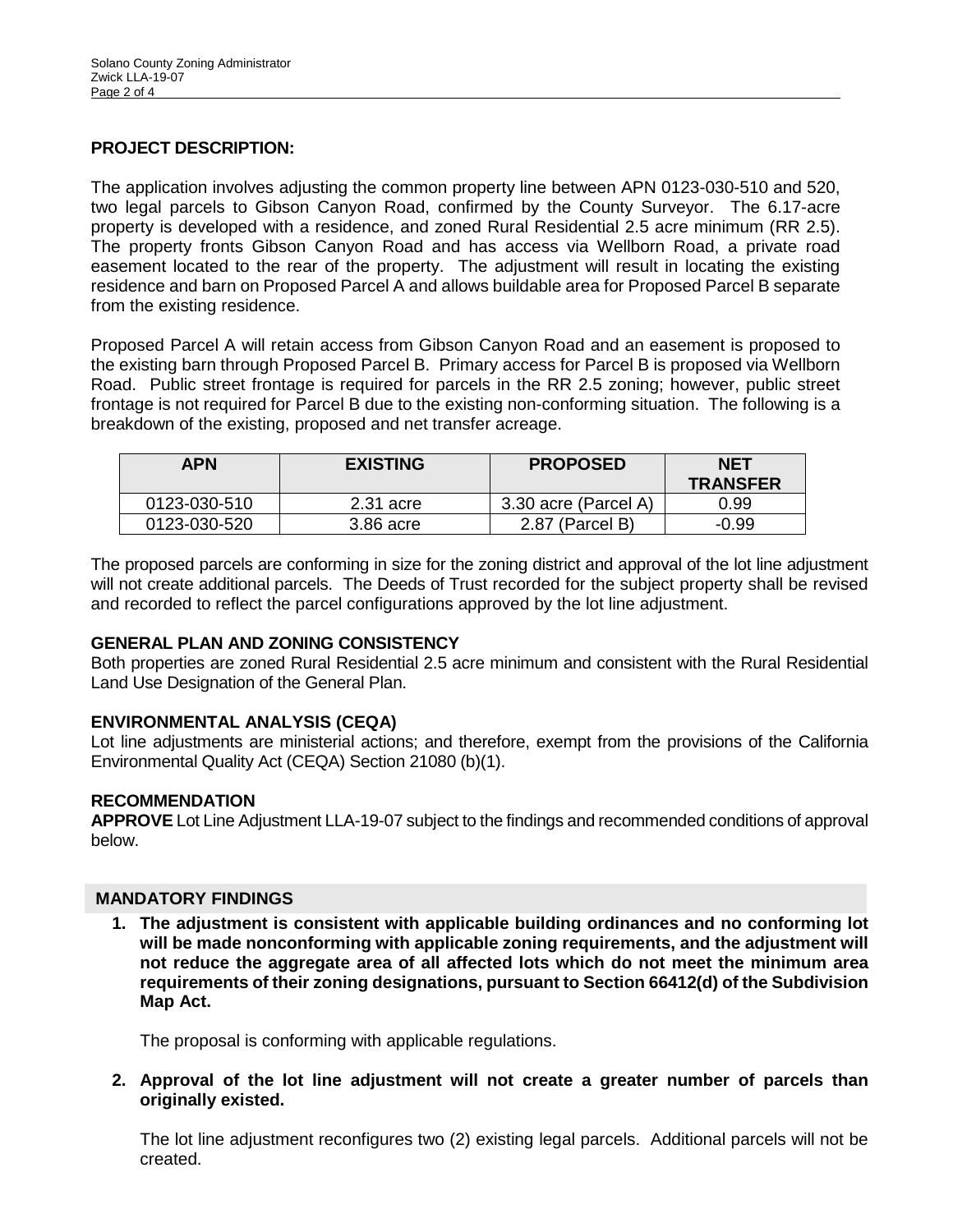**PROJECT DESCRIPTION:**

The application involves adjusting the common property line between APN 0123-030-510 and 520, two legal parcels to Gibson Canyon Road, confirmed by the County Surveyor. The 6.17-acre property is developed with a residence, and zoned Rural Residential 2.5 acre minimum (RR 2.5). The property fronts Gibson Canyon Road and has access via Wellborn Road, a private road easement located to the rear of the property. The adjustment will result in locating the existing residence and barn on Proposed Parcel A and allows buildable area for Proposed Parcel B separate from the existing residence.

Proposed Parcel A will retain access from Gibson Canyon Road and an easement is proposed to the existing barn through Proposed Parcel B. Primary access for Parcel B is proposed via Wellborn Road. Public street frontage is required for parcels in the RR 2.5 zoning; however, public street frontage is not required for Parcel B due to the existing non-conforming situation. The following is a breakdown of the existing, proposed and net transfer acreage.

| APN | EXISTING | PROPOSED | NET TRANSFER |
|---|---|---|---|
| 0123-030-510 | 2.31 acre | 3.30 acre (Parcel A) | 0.99 |
| 0123-030-520 | 3.86 acre | 2.87 (Parcel B) | -0.99 |

The proposed parcels are conforming in size for the zoning district and approval of the lot line adjustment will not create additional parcels. The Deeds of Trust recorded for the subject property shall be revised and recorded to reflect the parcel configurations approved by the lot line adjustment.

**GENERAL PLAN AND ZONING CONSISTENCY**

Both properties are zoned Rural Residential 2.5 acre minimum and consistent with the Rural Residential Land Use Designation of the General Plan.

**ENVIRONMENTAL ANALYSIS (CEQA)**

Lot line adjustments are ministerial actions; and therefore, exempt from the provisions of the California Environmental Quality Act (CEQA) Section 21080 (b)(1).

**RECOMMENDATION**

**APPROVE** Lot Line Adjustment LLA-19-07 subject to the findings and recommended conditions of approval below.

**MANDATORY FINDINGS**

1. **The adjustment is consistent with applicable building ordinances and no conforming lot will be made nonconforming with applicable zoning requirements, and the adjustment will not reduce the aggregate area of all affected lots which do not meet the minimum area requirements of their zoning designations, pursuant to Section 66412(d) of the Subdivision Map Act.**

   The proposal is conforming with applicable regulations.

2. **Approval of the lot line adjustment will not create a greater number of parcels than originally existed.**

   The lot line adjustment reconfigures two (2) existing legal parcels. Additional parcels will not be created.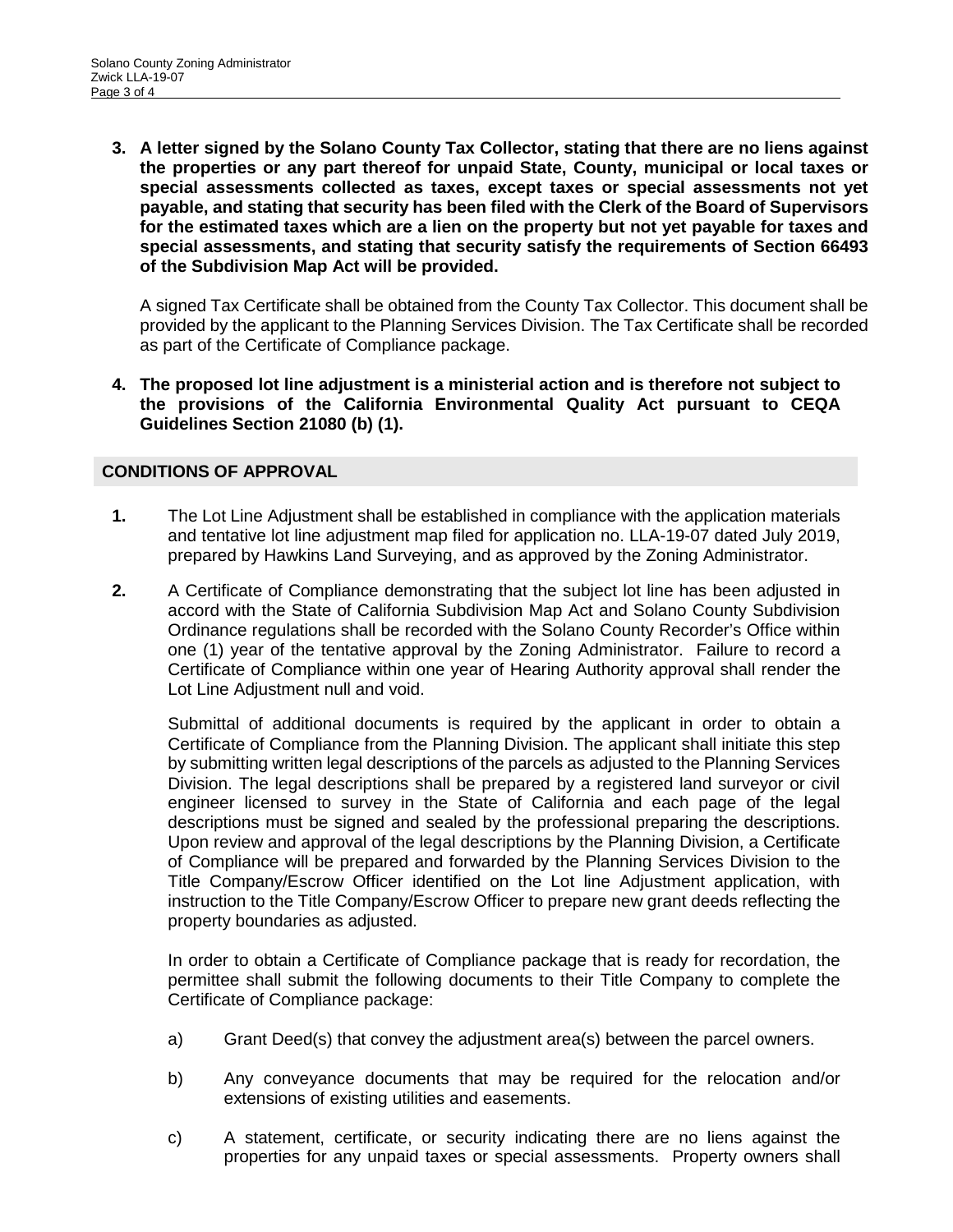**3. A letter signed by the Solano County Tax Collector, stating that there are no liens against the properties or any part thereof for unpaid State, County, municipal or local taxes or special assessments collected as taxes, except taxes or special assessments not yet payable, and stating that security has been filed with the Clerk of the Board of Supervisors for the estimated taxes which are a lien on the property but not yet payable for taxes and special assessments, and stating that security satisfy the requirements of Section 66493 of the Subdivision Map Act will be provided.**

A signed Tax Certificate shall be obtained from the County Tax Collector. This document shall be provided by the applicant to the Planning Services Division. The Tax Certificate shall be recorded as part of the Certificate of Compliance package.

**4. The proposed lot line adjustment is a ministerial action and is therefore not subject to the provisions of the California Environmental Quality Act pursuant to CEQA Guidelines Section 21080 (b) (1).**

## CONDITIONS OF APPROVAL

**1.** The Lot Line Adjustment shall be established in compliance with the application materials and tentative lot line adjustment map filed for application no. LLA-19-07 dated July 2019, prepared by Hawkins Land Surveying, and as approved by the Zoning Administrator.

**2.** A Certificate of Compliance demonstrating that the subject lot line has been adjusted in accord with the State of California Subdivision Map Act and Solano County Subdivision Ordinance regulations shall be recorded with the Solano County Recorder's Office within one (1) year of the tentative approval by the Zoning Administrator. Failure to record a Certificate of Compliance within one year of Hearing Authority approval shall render the Lot Line Adjustment null and void.

Submittal of additional documents is required by the applicant in order to obtain a Certificate of Compliance from the Planning Division. The applicant shall initiate this step by submitting written legal descriptions of the parcels as adjusted to the Planning Services Division. The legal descriptions shall be prepared by a registered land surveyor or civil engineer licensed to survey in the State of California and each page of the legal descriptions must be signed and sealed by the professional preparing the descriptions. Upon review and approval of the legal descriptions by the Planning Division, a Certificate of Compliance will be prepared and forwarded by the Planning Services Division to the Title Company/Escrow Officer identified on the Lot line Adjustment application, with instruction to the Title Company/Escrow Officer to prepare new grant deeds reflecting the property boundaries as adjusted.

In order to obtain a Certificate of Compliance package that is ready for recordation, the permittee shall submit the following documents to their Title Company to complete the Certificate of Compliance package:

a) Grant Deed(s) that convey the adjustment area(s) between the parcel owners.

b) Any conveyance documents that may be required for the relocation and/or extensions of existing utilities and easements.

c) A statement, certificate, or security indicating there are no liens against the properties for any unpaid taxes or special assessments. Property owners shall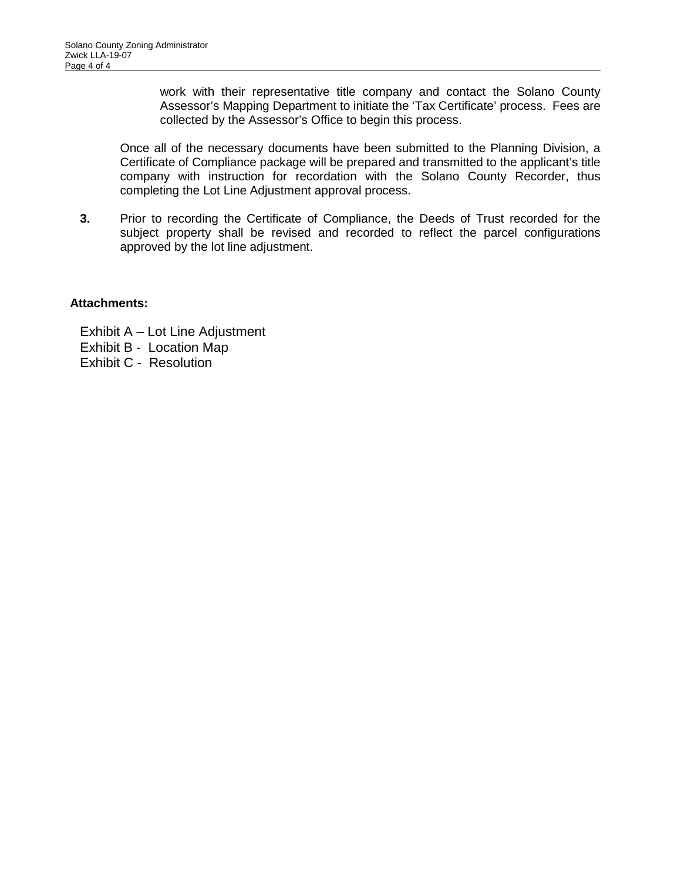work with their representative title company and contact the Solano County Assessor's Mapping Department to initiate the 'Tax Certificate' process. Fees are collected by the Assessor's Office to begin this process.

Once all of the necessary documents have been submitted to the Planning Division, a Certificate of Compliance package will be prepared and transmitted to the applicant's title company with instruction for recordation with the Solano County Recorder, thus completing the Lot Line Adjustment approval process.

**3.** Prior to recording the Certificate of Compliance, the Deeds of Trust recorded for the subject property shall be revised and recorded to reflect the parcel configurations approved by the lot line adjustment.

**Attachments:**

Exhibit A – Lot Line Adjustment
Exhibit B - Location Map
Exhibit C - Resolution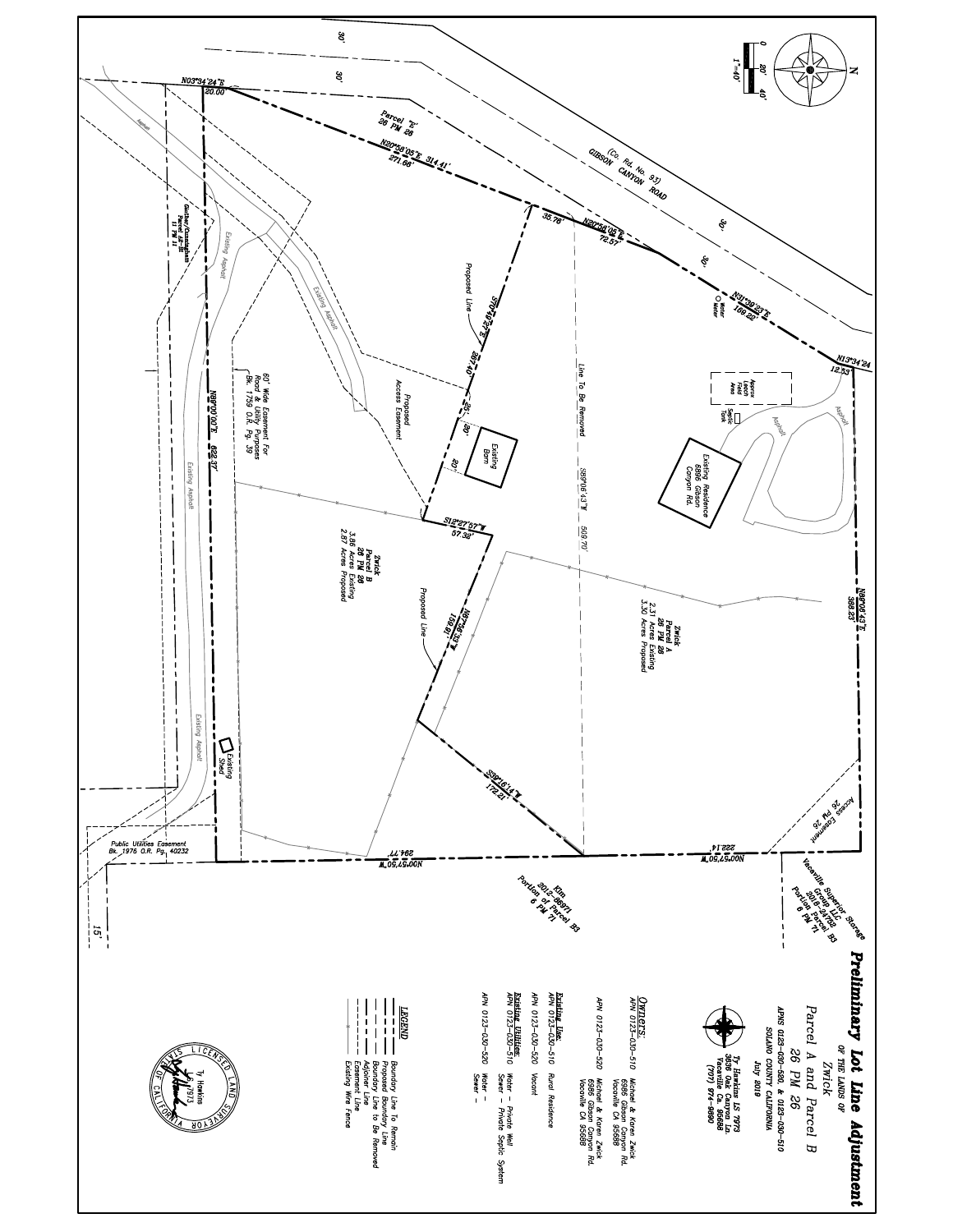# Preliminary Lot Line Adjustment

OF THE LANDS OF

Zwick

Parcel A and Parcel B

26 PM 26

APNS 0123-030-520, & 0123-030-510

SOLANO COUNTY CALIFORNIA

July 2019

Ty Hawkins LS 7973
3636 Oak Canyon Ln.
Vacaville Ca. 95688
(707) 974-9880

**Owners:**

APN 0123-030-510 Michael & Karen Zwick
6985 Gibson Canyon Rd.
Vacaville CA 95688

APN 0123-030-520 Michael & Karen Zwick
6985 Gibson Canyon Rd.
Vacaville CA 95688

**Existing Use:**

APN 0123-030-510 Rural Residence

APN 0123-030-520 Vacant

**Existing Utilities:**

APN 0123-030-510 Water – Private Well
Sewer – Private Septic System

APN 0123-030-520 Water –
Sewer –

**LEGEND**

- Boundary Line To Remain
- Proposed Boundary Line
- Boundary Line to Be Removed
- Adjoiner Line
- Easement Line
- Existing Wire Fence

Ty Hawkins
LS 7973
LICENSED LAND SURVEYOR
STATE OF CALIFORNIA

---

1"=40'

N

(Co. Rd. No. 93) GIBSON CANYON ROAD

Parcel "E" 26 PM 26

N03°34'24"E 20.00

N20°58'05"E 314.41'

271.66'

35.76'

N20°58'05"E 72.57'

N31°39'23"E 169.22'

N13°34'24 12.53'

30' 30' 30' 30'

Water Meter

Approx Leach Field Area

Septic Tank

Asphalt

Existing Residence 6896 Gibson Canyon Rd.

Proposed Line

S70°49'27"E 287.40'

Line To Be Removed S89°06'43"W 509.70'

N89°06'43"E 398.23'

Existing Barn

30' 20' 25'

Proposed Access Easement

S12°27'57"W 57.32'

Zwick Parcel A 26 PM 26 2.31 Acres Existing 3.30 Acres Proposed

Zwick Parcel B 26 PM 26 3.86 Acres Existing 2.87 Acres Proposed

N67°56'33"W 159.51'

Proposed Line

S59°16'14"W 172.21'

Access Easement 26 PM 26

N00°57'50"W 222.14'

N00°57'50"W 294.77'

Vacaville Superior Storage Group LLC 2016-24783 Portion Parcel B3 6 PM 71

Kim 2012-86971 Portion of Parcel B3 6 PM 71

60' Wide Easement For Road & Utility Purposes Bk. 1759 O.R. Pg. 39

N89°00'00"E 622.37'

Gaither/Cunningham Parcel A & B 11 PM 11

Existing Asphalt

Existing Shed

Public Utilities Easement Bk. 1976 O.R. Pg. 40232

15'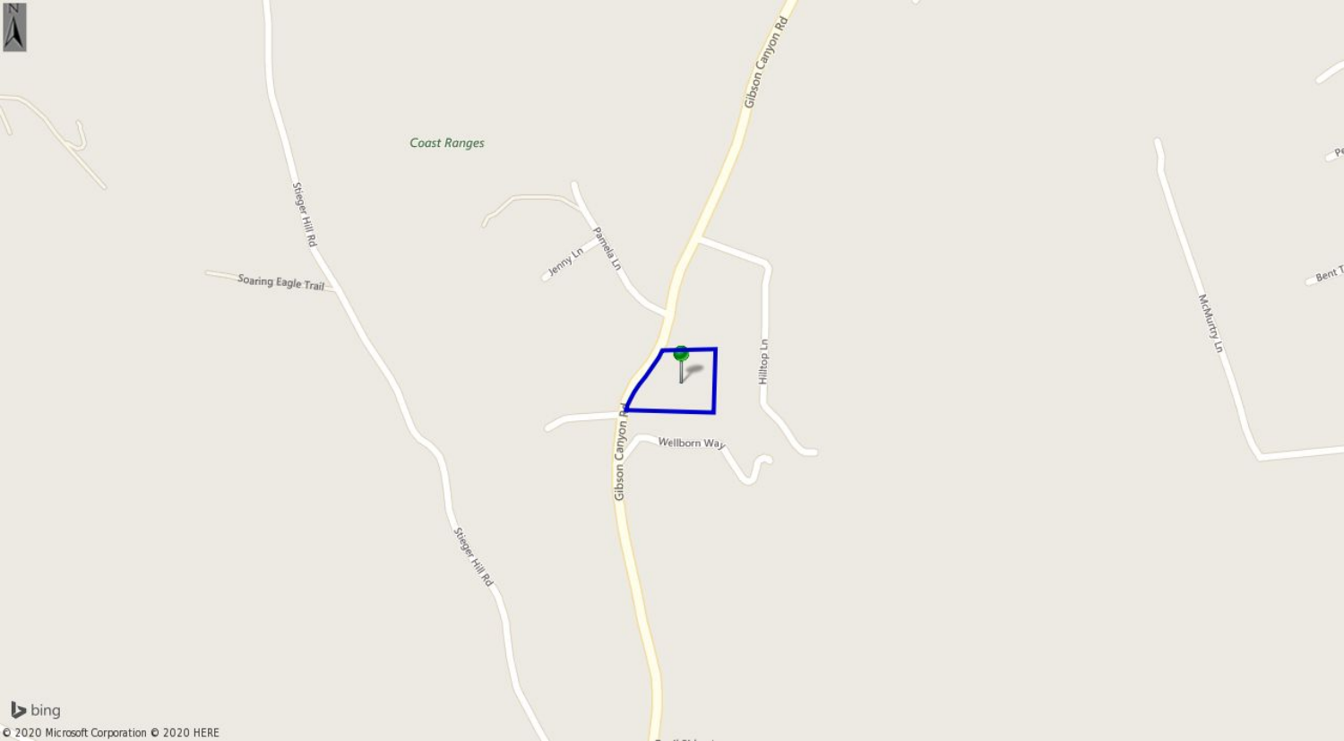Coast Ranges

Stieger Hill Rd

Soaring Eagle Trail

Jenny Ln

Pamela Ln

Gibson Canyon Rd

Hilltop Ln

Wellborn Way

McMurtry Ln

Bent T

bing

© 2020 Microsoft Corporation © 2020 HERE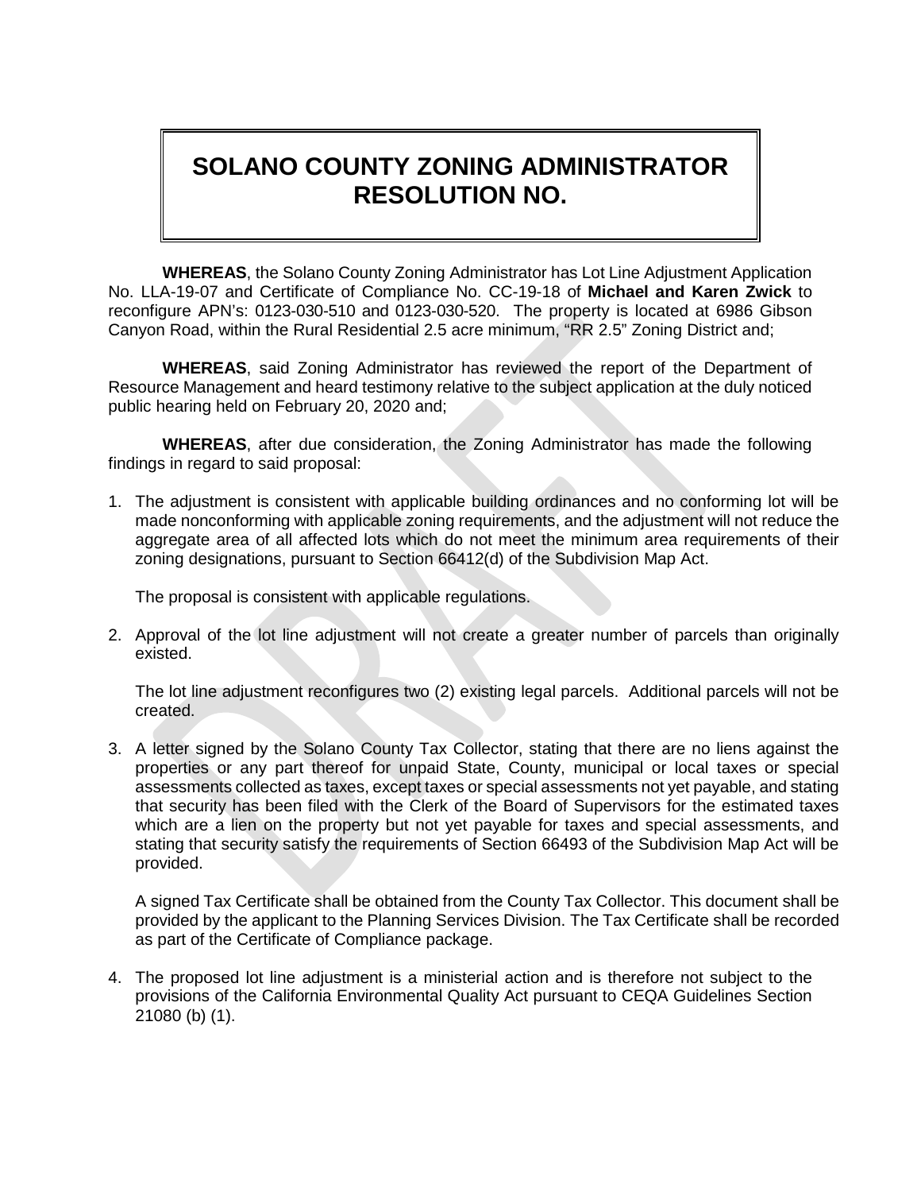# SOLANO COUNTY ZONING ADMINISTRATOR RESOLUTION NO.

**WHEREAS**, the Solano County Zoning Administrator has Lot Line Adjustment Application No. LLA-19-07 and Certificate of Compliance No. CC-19-18 of **Michael and Karen Zwick** to reconfigure APN's: 0123-030-510 and 0123-030-520. The property is located at 6986 Gibson Canyon Road, within the Rural Residential 2.5 acre minimum, "RR 2.5" Zoning District and;

**WHEREAS**, said Zoning Administrator has reviewed the report of the Department of Resource Management and heard testimony relative to the subject application at the duly noticed public hearing held on February 20, 2020 and;

**WHEREAS**, after due consideration, the Zoning Administrator has made the following findings in regard to said proposal:

1. The adjustment is consistent with applicable building ordinances and no conforming lot will be made nonconforming with applicable zoning requirements, and the adjustment will not reduce the aggregate area of all affected lots which do not meet the minimum area requirements of their zoning designations, pursuant to Section 66412(d) of the Subdivision Map Act.

   The proposal is consistent with applicable regulations.

2. Approval of the lot line adjustment will not create a greater number of parcels than originally existed.

   The lot line adjustment reconfigures two (2) existing legal parcels. Additional parcels will not be created.

3. A letter signed by the Solano County Tax Collector, stating that there are no liens against the properties or any part thereof for unpaid State, County, municipal or local taxes or special assessments collected as taxes, except taxes or special assessments not yet payable, and stating that security has been filed with the Clerk of the Board of Supervisors for the estimated taxes which are a lien on the property but not yet payable for taxes and special assessments, and stating that security satisfy the requirements of Section 66493 of the Subdivision Map Act will be provided.

   A signed Tax Certificate shall be obtained from the County Tax Collector. This document shall be provided by the applicant to the Planning Services Division. The Tax Certificate shall be recorded as part of the Certificate of Compliance package.

4. The proposed lot line adjustment is a ministerial action and is therefore not subject to the provisions of the California Environmental Quality Act pursuant to CEQA Guidelines Section 21080 (b) (1).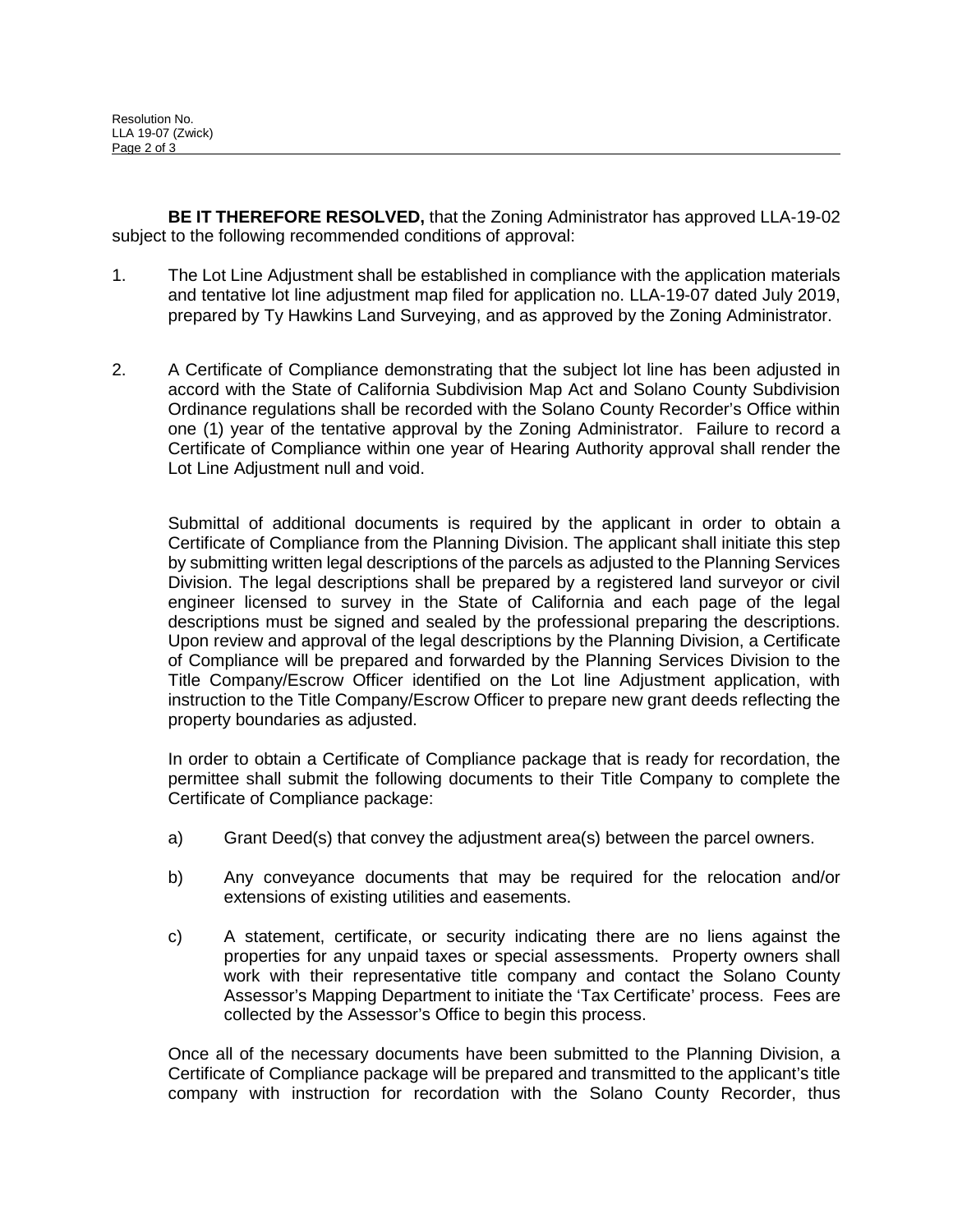**BE IT THEREFORE RESOLVED,** that the Zoning Administrator has approved LLA-19-02 subject to the following recommended conditions of approval:

1. The Lot Line Adjustment shall be established in compliance with the application materials and tentative lot line adjustment map filed for application no. LLA-19-07 dated July 2019, prepared by Ty Hawkins Land Surveying, and as approved by the Zoning Administrator.

2. A Certificate of Compliance demonstrating that the subject lot line has been adjusted in accord with the State of California Subdivision Map Act and Solano County Subdivision Ordinance regulations shall be recorded with the Solano County Recorder's Office within one (1) year of the tentative approval by the Zoning Administrator. Failure to record a Certificate of Compliance within one year of Hearing Authority approval shall render the Lot Line Adjustment null and void.

   Submittal of additional documents is required by the applicant in order to obtain a Certificate of Compliance from the Planning Division. The applicant shall initiate this step by submitting written legal descriptions of the parcels as adjusted to the Planning Services Division. The legal descriptions shall be prepared by a registered land surveyor or civil engineer licensed to survey in the State of California and each page of the legal descriptions must be signed and sealed by the professional preparing the descriptions. Upon review and approval of the legal descriptions by the Planning Division, a Certificate of Compliance will be prepared and forwarded by the Planning Services Division to the Title Company/Escrow Officer identified on the Lot line Adjustment application, with instruction to the Title Company/Escrow Officer to prepare new grant deeds reflecting the property boundaries as adjusted.

   In order to obtain a Certificate of Compliance package that is ready for recordation, the permittee shall submit the following documents to their Title Company to complete the Certificate of Compliance package:

   a) Grant Deed(s) that convey the adjustment area(s) between the parcel owners.

   b) Any conveyance documents that may be required for the relocation and/or extensions of existing utilities and easements.

   c) A statement, certificate, or security indicating there are no liens against the properties for any unpaid taxes or special assessments. Property owners shall work with their representative title company and contact the Solano County Assessor's Mapping Department to initiate the 'Tax Certificate' process. Fees are collected by the Assessor's Office to begin this process.

   Once all of the necessary documents have been submitted to the Planning Division, a Certificate of Compliance package will be prepared and transmitted to the applicant's title company with instruction for recordation with the Solano County Recorder, thus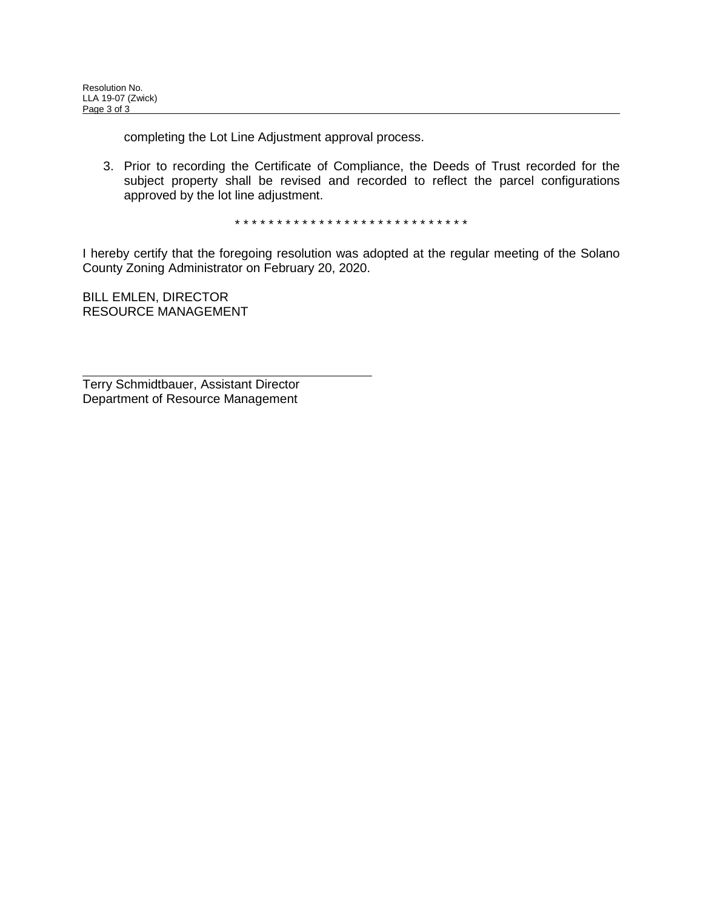completing the Lot Line Adjustment approval process.

3. Prior to recording the Certificate of Compliance, the Deeds of Trust recorded for the subject property shall be revised and recorded to reflect the parcel configurations approved by the lot line adjustment.

* * * * * * * * * * * * * * * * * * * * * * * * * * * * *

I hereby certify that the foregoing resolution was adopted at the regular meeting of the Solano County Zoning Administrator on February 20, 2020.

BILL EMLEN, DIRECTOR
RESOURCE MANAGEMENT

______________________________________

Terry Schmidtbauer, Assistant Director
Department of Resource Management